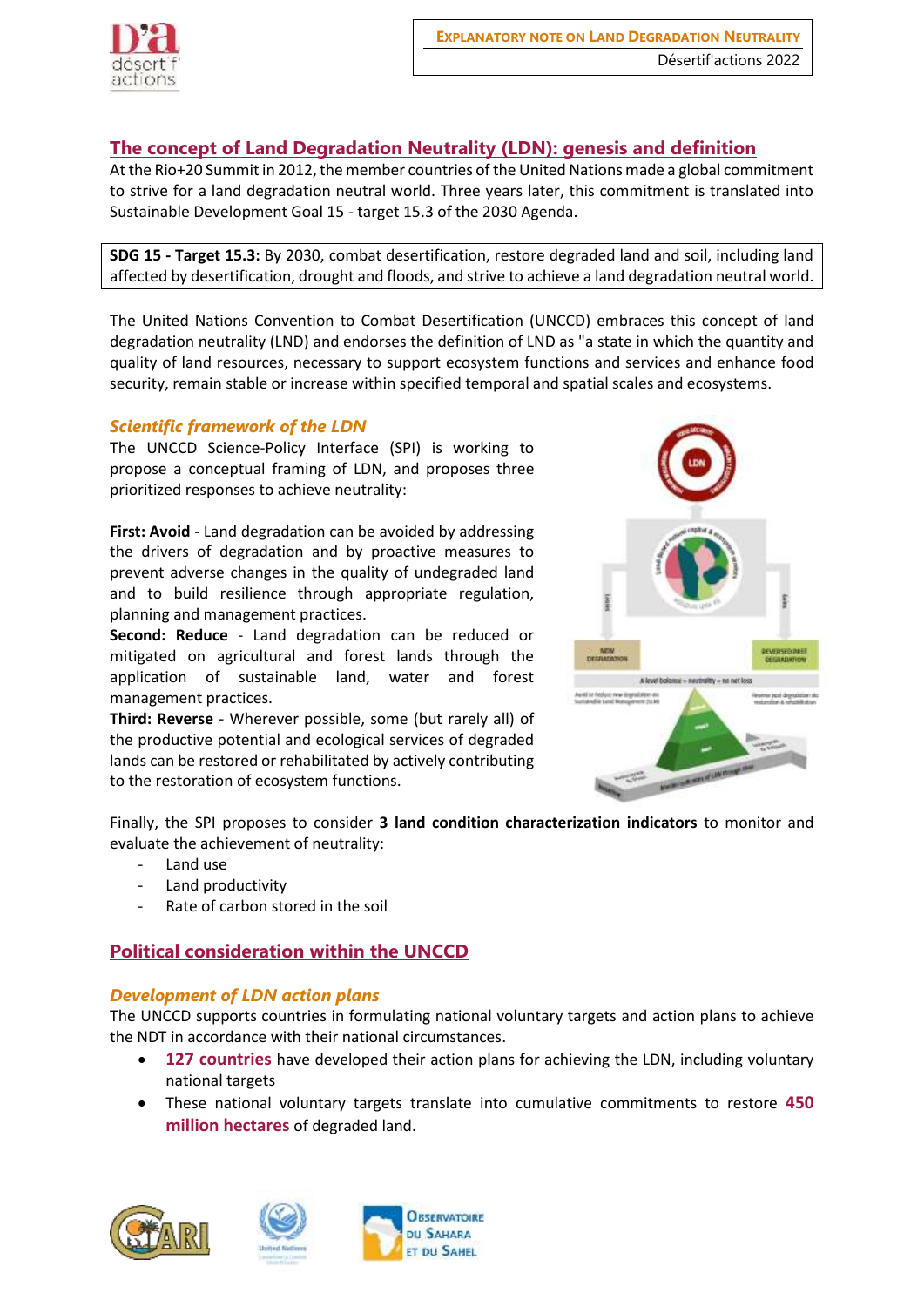# The concept of Land Degradation Neutrality (LDN): genesis and definition

At the Rio+20 Summit in 2012, the member countries of the United Nations made a global commitment to strive for a land degradation neutral world. Three years later, this commitment is translated into Sustainable Development Goal 15 - target 15.3 of the 2030 Agenda.

**SDG 15 - Target 15.3:** By 2030, combat desertification, restore degraded land and soil, including land affected by desertification, drought and floods, and strive to achieve a land degradation neutral world.

The United Nations Convention to Combat Desertification (UNCCD) embraces this concept of land degradation neutrality (LND) and endorses the definition of LND as "a state in which the quantity and quality of land resources, necessary to support ecosystem functions and services and enhance food security, remain stable or increase within specified temporal and spatial scales and ecosystems.

### *Scientific framework of the LDN*

The UNCCD Science-Policy Interface (SPI) is working to propose a conceptual framing of LDN, and proposes three prioritized responses to achieve neutrality:

**First: Avoid** - Land degradation can be avoided by addressing the drivers of degradation and by proactive measures to prevent adverse changes in the quality of undegraded land and to build resilience through appropriate regulation, planning and management practices.

**Second: Reduce** - Land degradation can be reduced or mitigated on agricultural and forest lands through the application of sustainable land, water and forest management practices.

**Third: Reverse** - Wherever possible, some (but rarely all) of the productive potential and ecological services of degraded lands can be restored or rehabilitated by actively contributing to the restoration of ecosystem functions.

Finally, the SPI proposes to consider **3 land condition characterization indicators** to monitor and evaluate the achievement of neutrality:

- Land use
- Land productivity
- Rate of carbon stored in the soil

# Political consideration within the UNCCD

### *Development of LDN action plans*

The UNCCD supports countries in formulating national voluntary targets and action plans to achieve the NDT in accordance with their national circumstances.

- **127 countries** have developed their action plans for achieving the LDN, including voluntary national targets
- These national voluntary targets translate into cumulative commitments to restore **450 million hectares** of degraded land.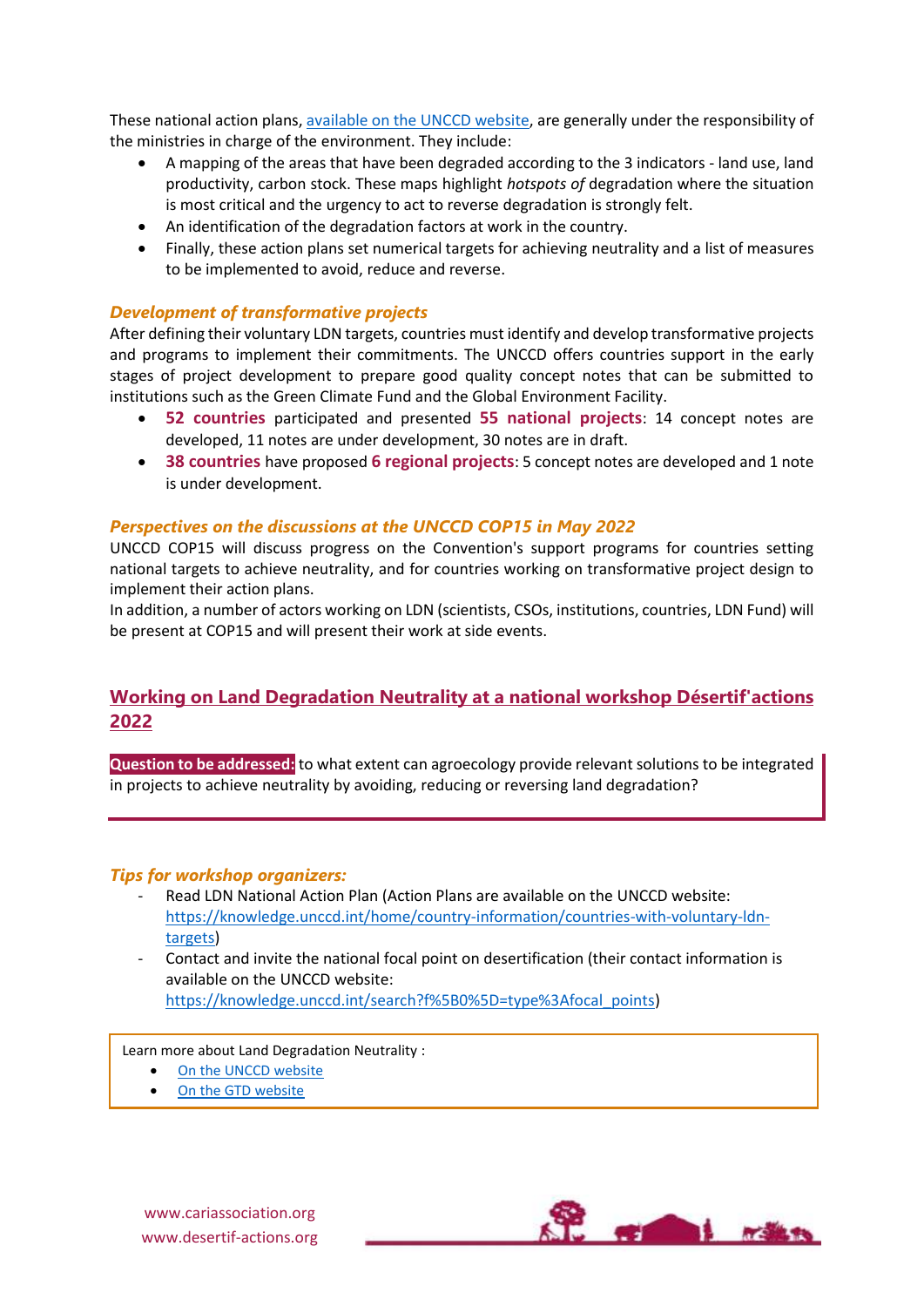These national action plans, [available on the UNCCD website](), are generally under the responsibility of the ministries in charge of the environment. They include:

- A mapping of the areas that have been degraded according to the 3 indicators - land use, land productivity, carbon stock. These maps highlight *hotspots of* degradation where the situation is most critical and the urgency to act to reverse degradation is strongly felt.
- An identification of the degradation factors at work in the country.
- Finally, these action plans set numerical targets for achieving neutrality and a list of measures to be implemented to avoid, reduce and reverse.

### *Development of transformative projects*

After defining their voluntary LDN targets, countries must identify and develop transformative projects and programs to implement their commitments. The UNCCD offers countries support in the early stages of project development to prepare good quality concept notes that can be submitted to institutions such as the Green Climate Fund and the Global Environment Facility.

- **52 countries** participated and presented **55 national projects**: 14 concept notes are developed, 11 notes are under development, 30 notes are in draft.
- **38 countries** have proposed **6 regional projects**: 5 concept notes are developed and 1 note is under development.

### *Perspectives on the discussions at the UNCCD COP15 in May 2022*

UNCCD COP15 will discuss progress on the Convention's support programs for countries setting national targets to achieve neutrality, and for countries working on transformative project design to implement their action plans.

In addition, a number of actors working on LDN (scientists, CSOs, institutions, countries, LDN Fund) will be present at COP15 and will present their work at side events.

## Working on Land Degradation Neutrality at a national workshop Désertif'actions 2022

**Question to be addressed:** to what extent can agroecology provide relevant solutions to be integrated in projects to achieve neutrality by avoiding, reducing or reversing land degradation?

### *Tips for workshop organizers:*

- Read LDN National Action Plan (Action Plans are available on the UNCCD website: https://knowledge.unccd.int/home/country-information/countries-with-voluntary-ldn-targets)
- Contact and invite the national focal point on desertification (their contact information is available on the UNCCD website: https://knowledge.unccd.int/search?f%5B0%5D=type%3Afocal_points)

Learn more about Land Degradation Neutrality :

- [On the UNCCD website]()
- [On the GTD website]()

www.cariassociation.org
www.desertif-actions.org